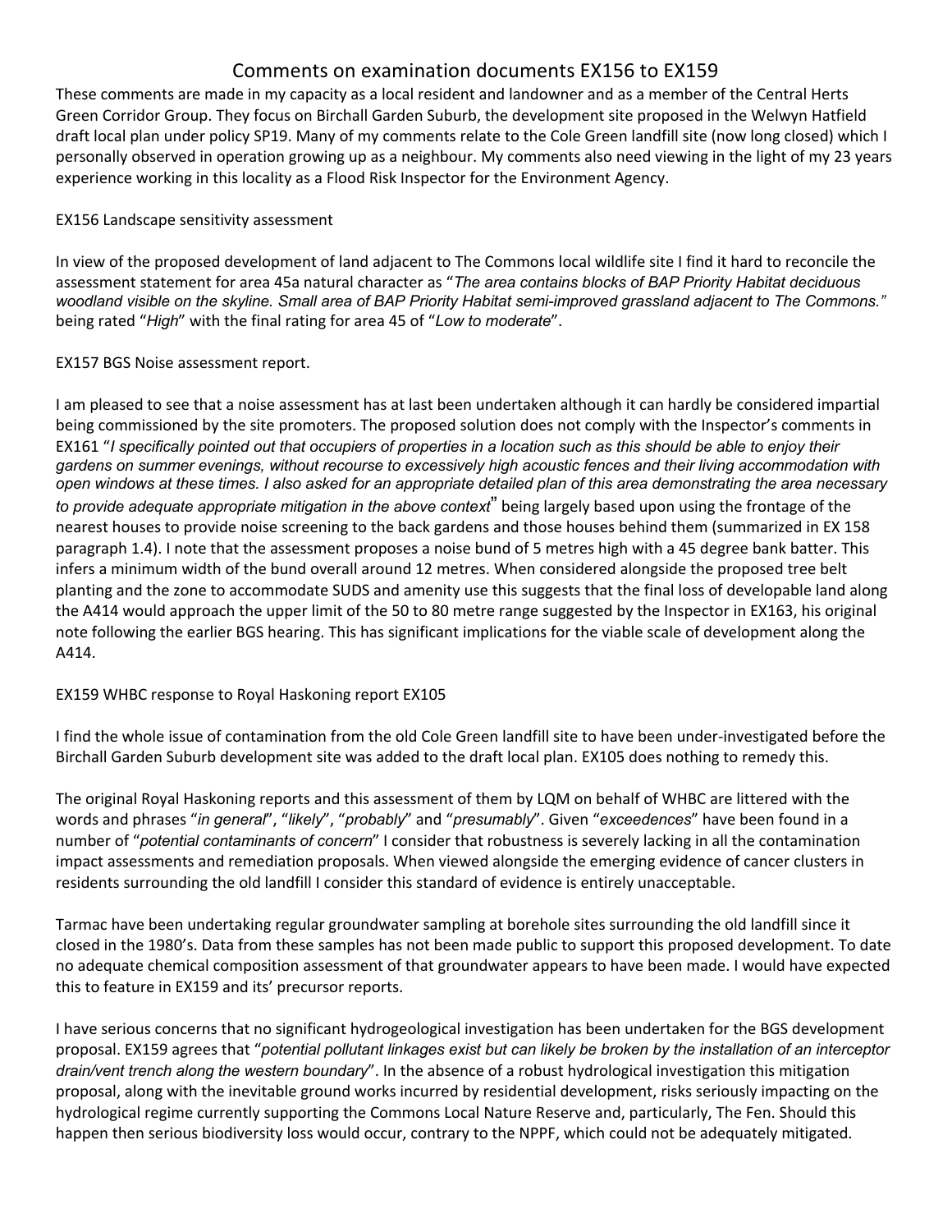# Comments on examination documents EX156 to EX159

These comments are made in my capacity as a local resident and landowner and as a member of the Central Herts Green Corridor Group. They focus on Birchall Garden Suburb, the development site proposed in the Welwyn Hatfield draft local plan under policy SP19. Many of my comments relate to the Cole Green landfill site (now long closed) which I personally observed in operation growing up as a neighbour. My comments also need viewing in the light of my 23 years experience working in this locality as a Flood Risk Inspector for the Environment Agency.

EX156 Landscape sensitivity assessment

In view of the proposed development of land adjacent to The Commons local wildlife site I find it hard to reconcile the assessment statement for area 45a natural character as "*The area contains blocks of BAP Priority Habitat deciduous woodland visible on the skyline. Small area of BAP Priority Habitat semi-improved grassland adjacent to The Commons.*" being rated "*High*" with the final rating for area 45 of "*Low to moderate*".

EX157 BGS Noise assessment report.

I am pleased to see that a noise assessment has at last been undertaken although it can hardly be considered impartial being commissioned by the site promoters. The proposed solution does not comply with the Inspector's comments in EX161 "*I specifically pointed out that occupiers of properties in a location such as this should be able to enjoy their gardens on summer evenings, without recourse to excessively high acoustic fences and their living accommodation with open windows at these times. I also asked for an appropriate detailed plan of this area demonstrating the area necessary to provide adequate appropriate mitigation in the above context*" being largely based upon using the frontage of the nearest houses to provide noise screening to the back gardens and those houses behind them (summarized in EX 158 paragraph 1.4). I note that the assessment proposes a noise bund of 5 metres high with a 45 degree bank batter. This infers a minimum width of the bund overall around 12 metres. When considered alongside the proposed tree belt planting and the zone to accommodate SUDS and amenity use this suggests that the final loss of developable land along the A414 would approach the upper limit of the 50 to 80 metre range suggested by the Inspector in EX163, his original note following the earlier BGS hearing. This has significant implications for the viable scale of development along the A414.

EX159 WHBC response to Royal Haskoning report EX105

I find the whole issue of contamination from the old Cole Green landfill site to have been under-investigated before the Birchall Garden Suburb development site was added to the draft local plan. EX105 does nothing to remedy this.

The original Royal Haskoning reports and this assessment of them by LQM on behalf of WHBC are littered with the words and phrases "*in general*", "*likely*", "*probably*" and "*presumably*". Given "*exceedences*" have been found in a number of "*potential contaminants of concern*" I consider that robustness is severely lacking in all the contamination impact assessments and remediation proposals. When viewed alongside the emerging evidence of cancer clusters in residents surrounding the old landfill I consider this standard of evidence is entirely unacceptable.

Tarmac have been undertaking regular groundwater sampling at borehole sites surrounding the old landfill since it closed in the 1980's. Data from these samples has not been made public to support this proposed development. To date no adequate chemical composition assessment of that groundwater appears to have been made. I would have expected this to feature in EX159 and its' precursor reports.

I have serious concerns that no significant hydrogeological investigation has been undertaken for the BGS development proposal. EX159 agrees that "*potential pollutant linkages exist but can likely be broken by the installation of an interceptor drain/vent trench along the western boundary*". In the absence of a robust hydrological investigation this mitigation proposal, along with the inevitable ground works incurred by residential development, risks seriously impacting on the hydrological regime currently supporting the Commons Local Nature Reserve and, particularly, The Fen. Should this happen then serious biodiversity loss would occur, contrary to the NPPF, which could not be adequately mitigated.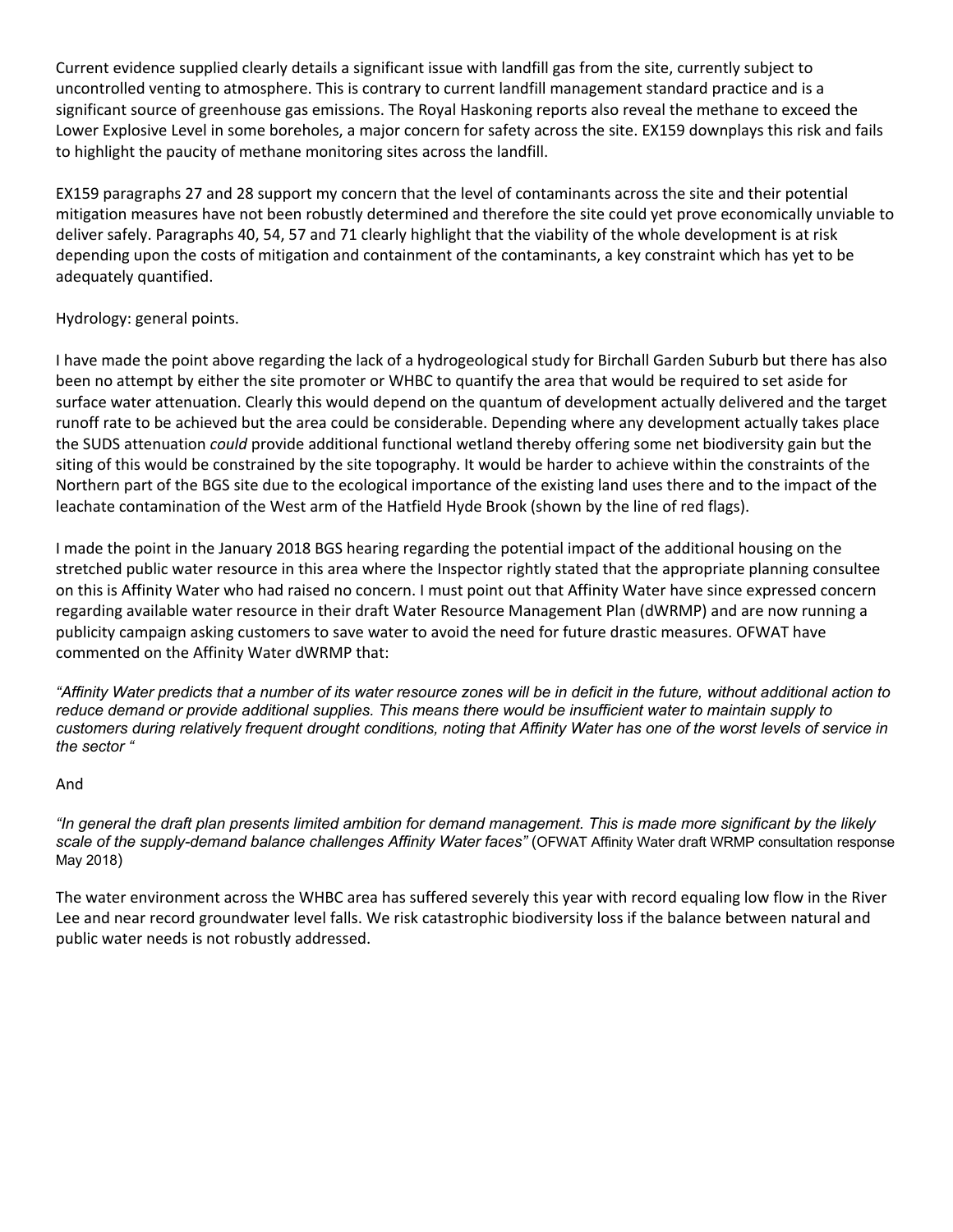Current evidence supplied clearly details a significant issue with landfill gas from the site, currently subject to uncontrolled venting to atmosphere. This is contrary to current landfill management standard practice and is a significant source of greenhouse gas emissions. The Royal Haskoning reports also reveal the methane to exceed the Lower Explosive Level in some boreholes, a major concern for safety across the site. EX159 downplays this risk and fails to highlight the paucity of methane monitoring sites across the landfill.

EX159 paragraphs 27 and 28 support my concern that the level of contaminants across the site and their potential mitigation measures have not been robustly determined and therefore the site could yet prove economically unviable to deliver safely. Paragraphs 40, 54, 57 and 71 clearly highlight that the viability of the whole development is at risk depending upon the costs of mitigation and containment of the contaminants, a key constraint which has yet to be adequately quantified.

Hydrology: general points.

I have made the point above regarding the lack of a hydrogeological study for Birchall Garden Suburb but there has also been no attempt by either the site promoter or WHBC to quantify the area that would be required to set aside for surface water attenuation. Clearly this would depend on the quantum of development actually delivered and the target runoff rate to be achieved but the area could be considerable. Depending where any development actually takes place the SUDS attenuation *could* provide additional functional wetland thereby offering some net biodiversity gain but the siting of this would be constrained by the site topography. It would be harder to achieve within the constraints of the Northern part of the BGS site due to the ecological importance of the existing land uses there and to the impact of the leachate contamination of the West arm of the Hatfield Hyde Brook (shown by the line of red flags).

I made the point in the January 2018 BGS hearing regarding the potential impact of the additional housing on the stretched public water resource in this area where the Inspector rightly stated that the appropriate planning consultee on this is Affinity Water who had raised no concern. I must point out that Affinity Water have since expressed concern regarding available water resource in their draft Water Resource Management Plan (dWRMP) and are now running a publicity campaign asking customers to save water to avoid the need for future drastic measures. OFWAT have commented on the Affinity Water dWRMP that:

*"Affinity Water predicts that a number of its water resource zones will be in deficit in the future, without additional action to reduce demand or provide additional supplies. This means there would be insufficient water to maintain supply to customers during relatively frequent drought conditions, noting that Affinity Water has one of the worst levels of service in the sector "*

And

*"In general the draft plan presents limited ambition for demand management. This is made more significant by the likely scale of the supply-demand balance challenges Affinity Water faces"* (OFWAT Affinity Water draft WRMP consultation response May 2018)

The water environment across the WHBC area has suffered severely this year with record equaling low flow in the River Lee and near record groundwater level falls. We risk catastrophic biodiversity loss if the balance between natural and public water needs is not robustly addressed.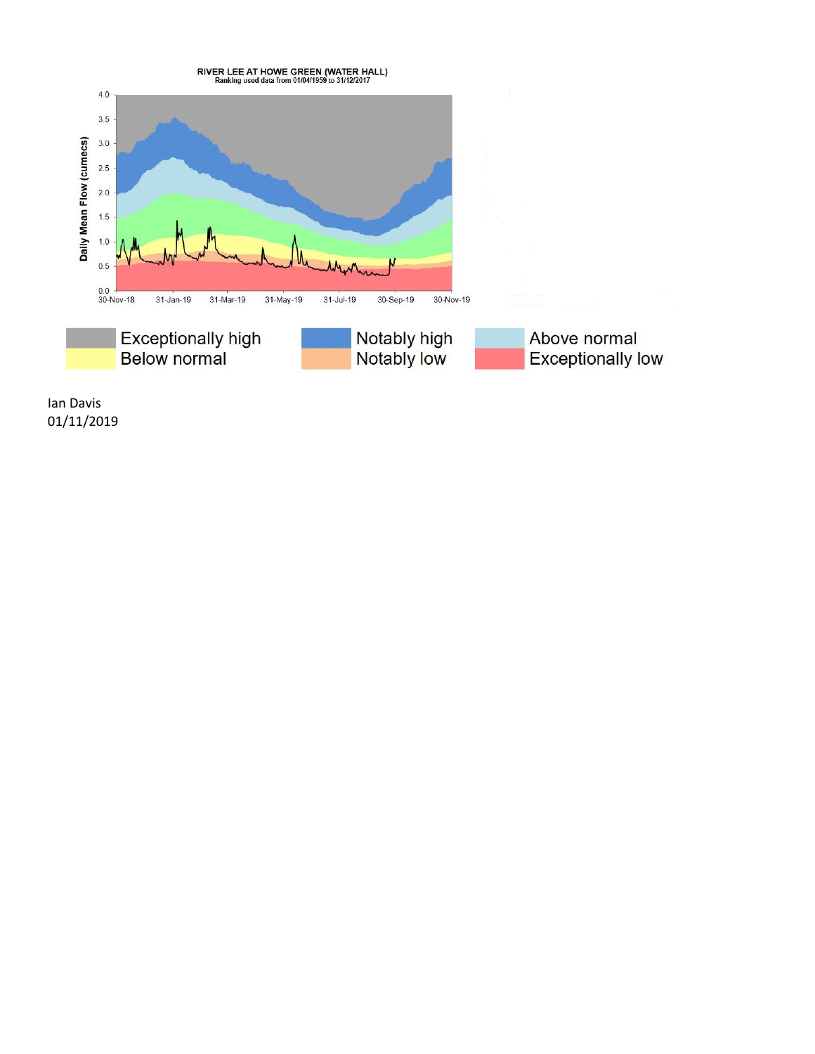RIVER LEE AT HOWE GREEN (WATER HALL)

Ranking used data from 01/04/1959 to 31/12/2017

Daily Mean Flow (cumecs)

4.0
3.5
3.0
2.5
2.0
1.5
1.0
0.5
0.0

30-Nov-18
31-Jan-19
31-Mar-19
31-May-19
31-Jul-19
30-Sep-19
30-Nov-19

Exceptionally high
Notably high
Above normal
Below normal
Notably low
Exceptionally low

Ian Davis
01/11/2019